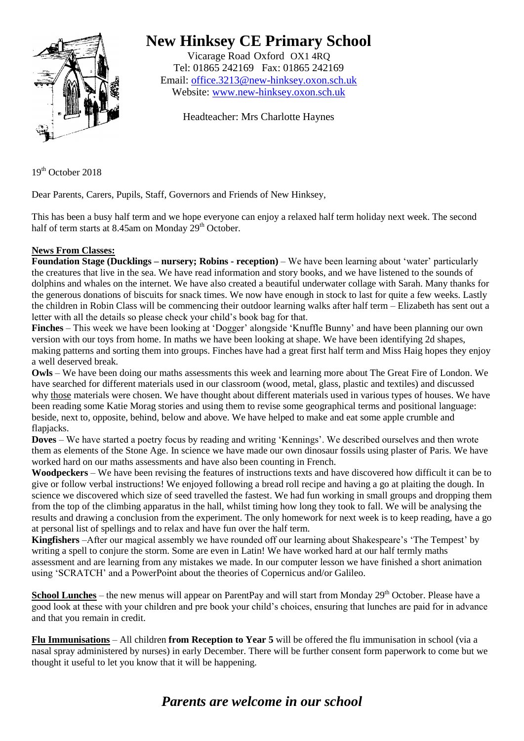# New Hinksey CE Primary School

Vicarage Road Oxford OX1 4RQ
Tel: 01865 242169 Fax: 01865 242169
Email: office.3213@new-hinksey.oxon.sch.uk
Website: www.new-hinksey.oxon.sch.uk

Headteacher: Mrs Charlotte Haynes

19th October 2018

Dear Parents, Carers, Pupils, Staff, Governors and Friends of New Hinksey,

This has been a busy half term and we hope everyone can enjoy a relaxed half term holiday next week. The second half of term starts at 8.45am on Monday 29th October.

## News From Classes:

**Foundation Stage (Ducklings – nursery; Robins - reception)** – We have been learning about 'water' particularly the creatures that live in the sea. We have read information and story books, and we have listened to the sounds of dolphins and whales on the internet. We have also created a beautiful underwater collage with Sarah. Many thanks for the generous donations of biscuits for snack times. We now have enough in stock to last for quite a few weeks. Lastly the children in Robin Class will be commencing their outdoor learning walks after half term – Elizabeth has sent out a letter with all the details so please check your child's book bag for that.

**Finches** – This week we have been looking at 'Dogger' alongside 'Knuffle Bunny' and have been planning our own version with our toys from home. In maths we have been looking at shape. We have been identifying 2d shapes, making patterns and sorting them into groups. Finches have had a great first half term and Miss Haig hopes they enjoy a well deserved break.

**Owls** – We have been doing our maths assessments this week and learning more about The Great Fire of London. We have searched for different materials used in our classroom (wood, metal, glass, plastic and textiles) and discussed why those materials were chosen. We have thought about different materials used in various types of houses. We have been reading some Katie Morag stories and using them to revise some geographical terms and positional language: beside, next to, opposite, behind, below and above. We have helped to make and eat some apple crumble and flapjacks.

**Doves** – We have started a poetry focus by reading and writing 'Kennings'. We described ourselves and then wrote them as elements of the Stone Age. In science we have made our own dinosaur fossils using plaster of Paris. We have worked hard on our maths assessments and have also been counting in French.

**Woodpeckers** – We have been revising the features of instructions texts and have discovered how difficult it can be to give or follow verbal instructions! We enjoyed following a bread roll recipe and having a go at plaiting the dough. In science we discovered which size of seed travelled the fastest. We had fun working in small groups and dropping them from the top of the climbing apparatus in the hall, whilst timing how long they took to fall. We will be analysing the results and drawing a conclusion from the experiment. The only homework for next week is to keep reading, have a go at personal list of spellings and to relax and have fun over the half term.

**Kingfishers** –After our magical assembly we have rounded off our learning about Shakespeare's 'The Tempest' by writing a spell to conjure the storm. Some are even in Latin! We have worked hard at our half termly maths assessment and are learning from any mistakes we made. In our computer lesson we have finished a short animation using 'SCRATCH' and a PowerPoint about the theories of Copernicus and/or Galileo.

**School Lunches** – the new menus will appear on ParentPay and will start from Monday 29th October. Please have a good look at these with your children and pre book your child's choices, ensuring that lunches are paid for in advance and that you remain in credit.

**Flu Immunisations** – All children **from Reception to Year 5** will be offered the flu immunisation in school (via a nasal spray administered by nurses) in early December. There will be further consent form paperwork to come but we thought it useful to let you know that it will be happening.

*Parents are welcome in our school*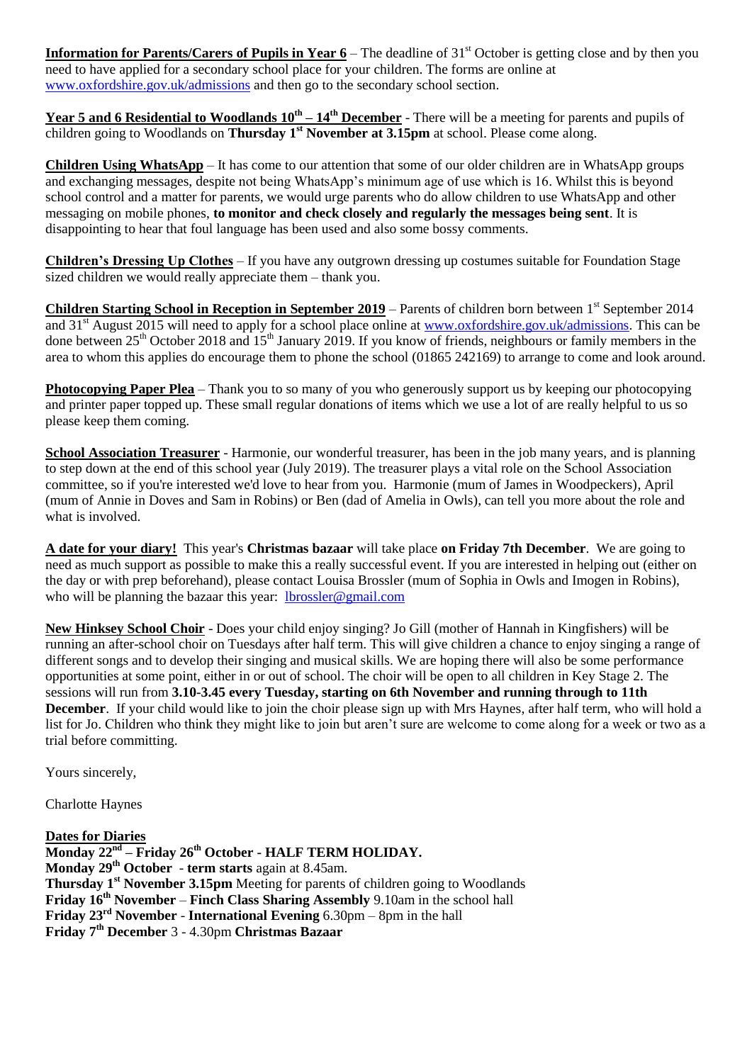**Information for Parents/Carers of Pupils in Year 6** – The deadline of 31st October is getting close and by then you need to have applied for a secondary school place for your children. The forms are online at www.oxfordshire.gov.uk/admissions and then go to the secondary school section.

**Year 5 and 6 Residential to Woodlands 10th – 14th December** - There will be a meeting for parents and pupils of children going to Woodlands on **Thursday 1st November at 3.15pm** at school. Please come along.

**Children Using WhatsApp** – It has come to our attention that some of our older children are in WhatsApp groups and exchanging messages, despite not being WhatsApp's minimum age of use which is 16. Whilst this is beyond school control and a matter for parents, we would urge parents who do allow children to use WhatsApp and other messaging on mobile phones, **to monitor and check closely and regularly the messages being sent**. It is disappointing to hear that foul language has been used and also some bossy comments.

**Children's Dressing Up Clothes** – If you have any outgrown dressing up costumes suitable for Foundation Stage sized children we would really appreciate them – thank you.

**Children Starting School in Reception in September 2019** – Parents of children born between 1st September 2014 and 31st August 2015 will need to apply for a school place online at www.oxfordshire.gov.uk/admissions. This can be done between 25th October 2018 and 15th January 2019. If you know of friends, neighbours or family members in the area to whom this applies do encourage them to phone the school (01865 242169) to arrange to come and look around.

**Photocopying Paper Plea** – Thank you to so many of you who generously support us by keeping our photocopying and printer paper topped up. These small regular donations of items which we use a lot of are really helpful to us so please keep them coming.

**School Association Treasurer** - Harmonie, our wonderful treasurer, has been in the job many years, and is planning to step down at the end of this school year (July 2019). The treasurer plays a vital role on the School Association committee, so if you're interested we'd love to hear from you. Harmonie (mum of James in Woodpeckers), April (mum of Annie in Doves and Sam in Robins) or Ben (dad of Amelia in Owls), can tell you more about the role and what is involved.

**A date for your diary!** This year's **Christmas bazaar** will take place **on Friday 7th December**. We are going to need as much support as possible to make this a really successful event. If you are interested in helping out (either on the day or with prep beforehand), please contact Louisa Brossler (mum of Sophia in Owls and Imogen in Robins), who will be planning the bazaar this year: lbrossler@gmail.com

**New Hinksey School Choir** - Does your child enjoy singing? Jo Gill (mother of Hannah in Kingfishers) will be running an after-school choir on Tuesdays after half term. This will give children a chance to enjoy singing a range of different songs and to develop their singing and musical skills. We are hoping there will also be some performance opportunities at some point, either in or out of school. The choir will be open to all children in Key Stage 2. The sessions will run from **3.10-3.45 every Tuesday, starting on 6th November and running through to 11th December**. If your child would like to join the choir please sign up with Mrs Haynes, after half term, who will hold a list for Jo. Children who think they might like to join but aren't sure are welcome to come along for a week or two as a trial before committing.

Yours sincerely,

Charlotte Haynes

**Dates for Diaries**

**Monday 22nd – Friday 26th October - HALF TERM HOLIDAY.**
**Monday 29th October** - **term starts** again at 8.45am.
**Thursday 1st November 3.15pm** Meeting for parents of children going to Woodlands
**Friday 16th November** – **Finch Class Sharing Assembly** 9.10am in the school hall
**Friday 23rd November** - **International Evening** 6.30pm – 8pm in the hall
**Friday 7th December** 3 - 4.30pm **Christmas Bazaar**